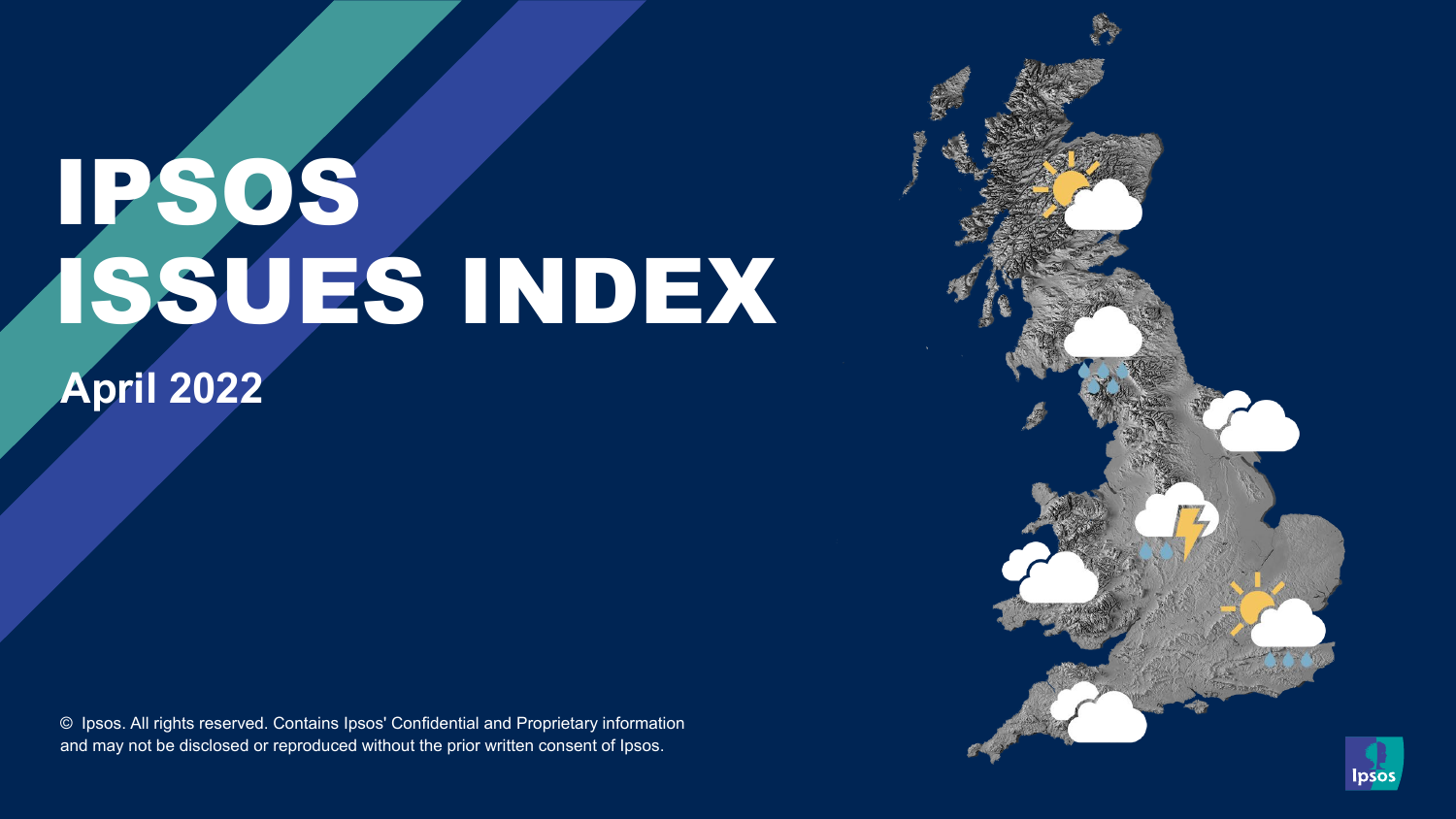# IPSOS ISSUES INDEX

## April 2022

© Ipsos. All rights reserved. Contains Ipsos' Confidential and Proprietary information and may not be disclosed or reproduced without the prior written consent of Ipsos.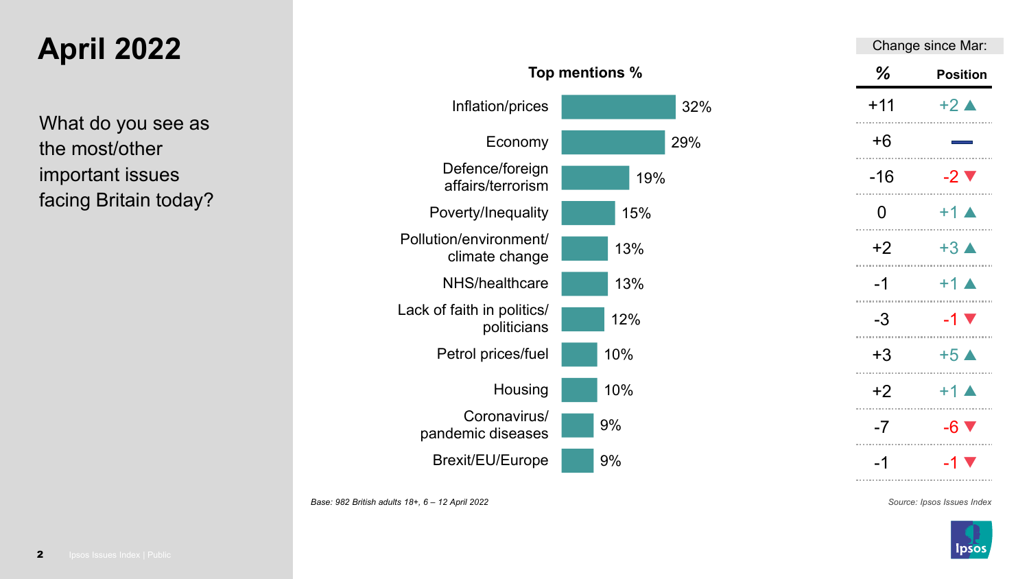# April 2022

What do you see as the most/other important issues facing Britain today?

**Top mentions %**

| Issue | Top mentions % | Change since Mar: % | Change since Mar: Position |
|---|---|---|---|
| Inflation/prices | 32% | +11 | +2 ▲ |
| Economy | 29% | +6 | — |
| Defence/foreign affairs/terrorism | 19% | -16 | -2 ▼ |
| Poverty/Inequality | 15% | 0 | +1 ▲ |
| Pollution/environment/ climate change | 13% | +2 | +3 ▲ |
| NHS/healthcare | 13% | -1 | +1 ▲ |
| Lack of faith in politics/ politicians | 12% | -3 | -1 ▼ |
| Petrol prices/fuel | 10% | +3 | +5 ▲ |
| Housing | 10% | +2 | +1 ▲ |
| Coronavirus/ pandemic diseases | 9% | -7 | -6 ▼ |
| Brexit/EU/Europe | 9% | -1 | -1 ▼ |

*Base: 982 British adults 18+, 6 – 12 April 2022*

*Source: Ipsos Issues Index*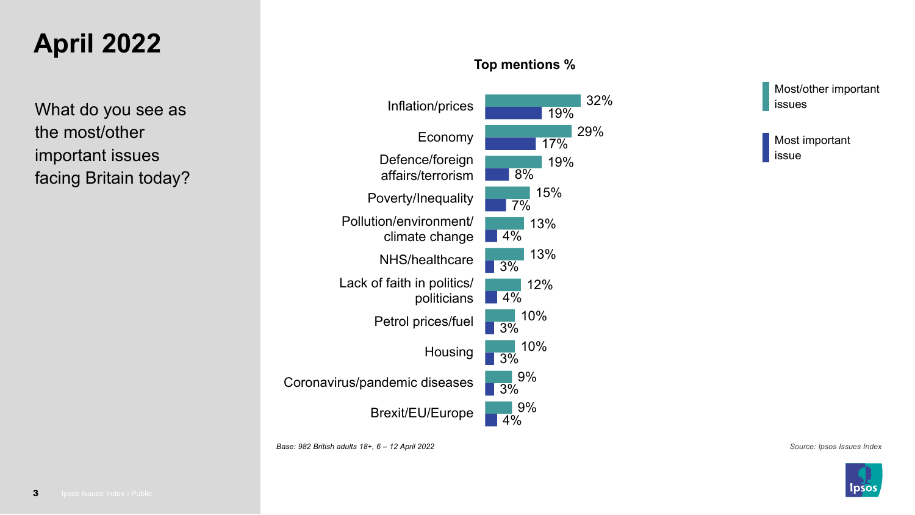# April 2022

What do you see as the most/other important issues facing Britain today?

**Top mentions %**

| Issue | Most/other important issues | Most important issue |
| --- | --- | --- |
| Inflation/prices | 32% | 19% |
| Economy | 29% | 17% |
| Defence/foreign affairs/terrorism | 19% | 8% |
| Poverty/Inequality | 15% | 7% |
| Pollution/environment/ climate change | 13% | 4% |
| NHS/healthcare | 13% | 3% |
| Lack of faith in politics/ politicians | 12% | 4% |
| Petrol prices/fuel | 10% | 3% |
| Housing | 10% | 3% |
| Coronavirus/pandemic diseases | 9% | 3% |
| Brexit/EU/Europe | 9% | 4% |

*Base: 982 British adults 18+, 6 – 12 April 2022*

*Source: Ipsos Issues Index*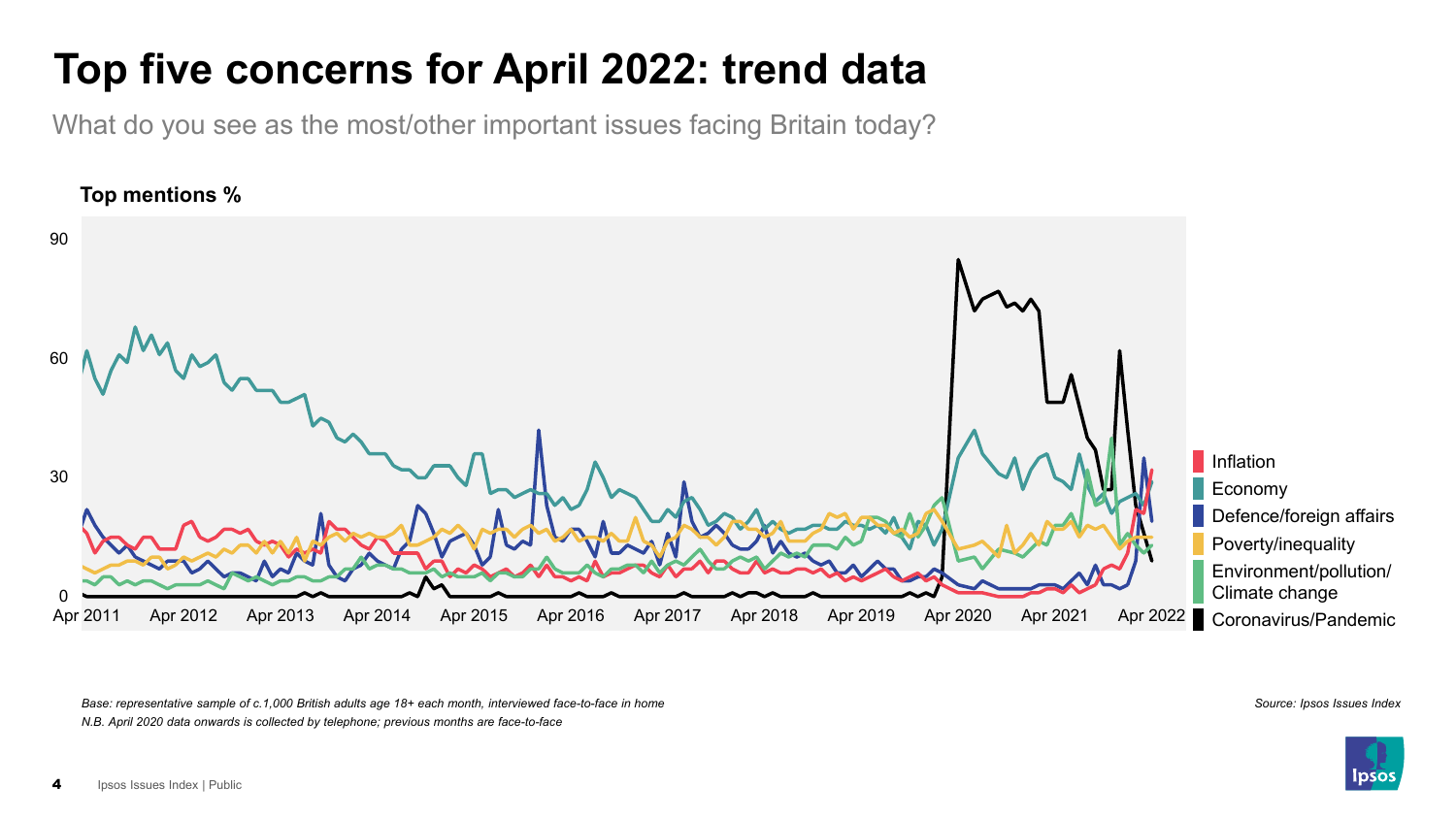# Top five concerns for April 2022: trend data

What do you see as the most/other important issues facing Britain today?

**Top mentions %**

Inflation
Economy
Defence/foreign affairs
Poverty/inequality
Environment/pollution/ Climate change
Coronavirus/Pandemic

*Base: representative sample of c.1,000 British adults age 18+ each month, interviewed face-to-face in home*
*N.B. April 2020 data onwards is collected by telephone; previous months are face-to-face*

*Source: Ipsos Issues Index*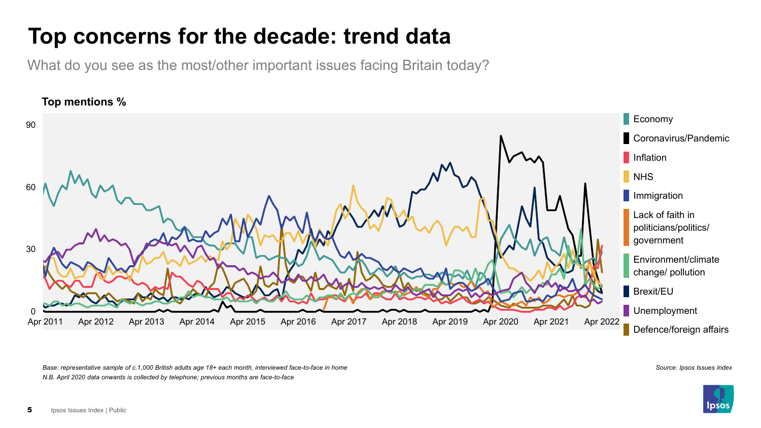# Top concerns for the decade: trend data

What do you see as the most/other important issues facing Britain today?

**Top mentions %**

90

60

30

0

Apr 2011 | Apr 2012 | Apr 2013 | Apr 2014 | Apr 2015 | Apr 2016 | Apr 2017 | Apr 2018 | Apr 2019 | Apr 2020 | Apr 2021 | Apr 2022

- Economy
- Coronavirus/Pandemic
- Inflation
- NHS
- Immigration
- Lack of faith in politicians/politics/ government
- Environment/climate change/ pollution
- Brexit/EU
- Unemployment
- Defence/foreign affairs

*Base: representative sample of c.1,000 British adults age 18+ each month, interviewed face-to-face in home*

*N.B. April 2020 data onwards is collected by telephone; previous months are face-to-face*

*Source: Ipsos Issues Index*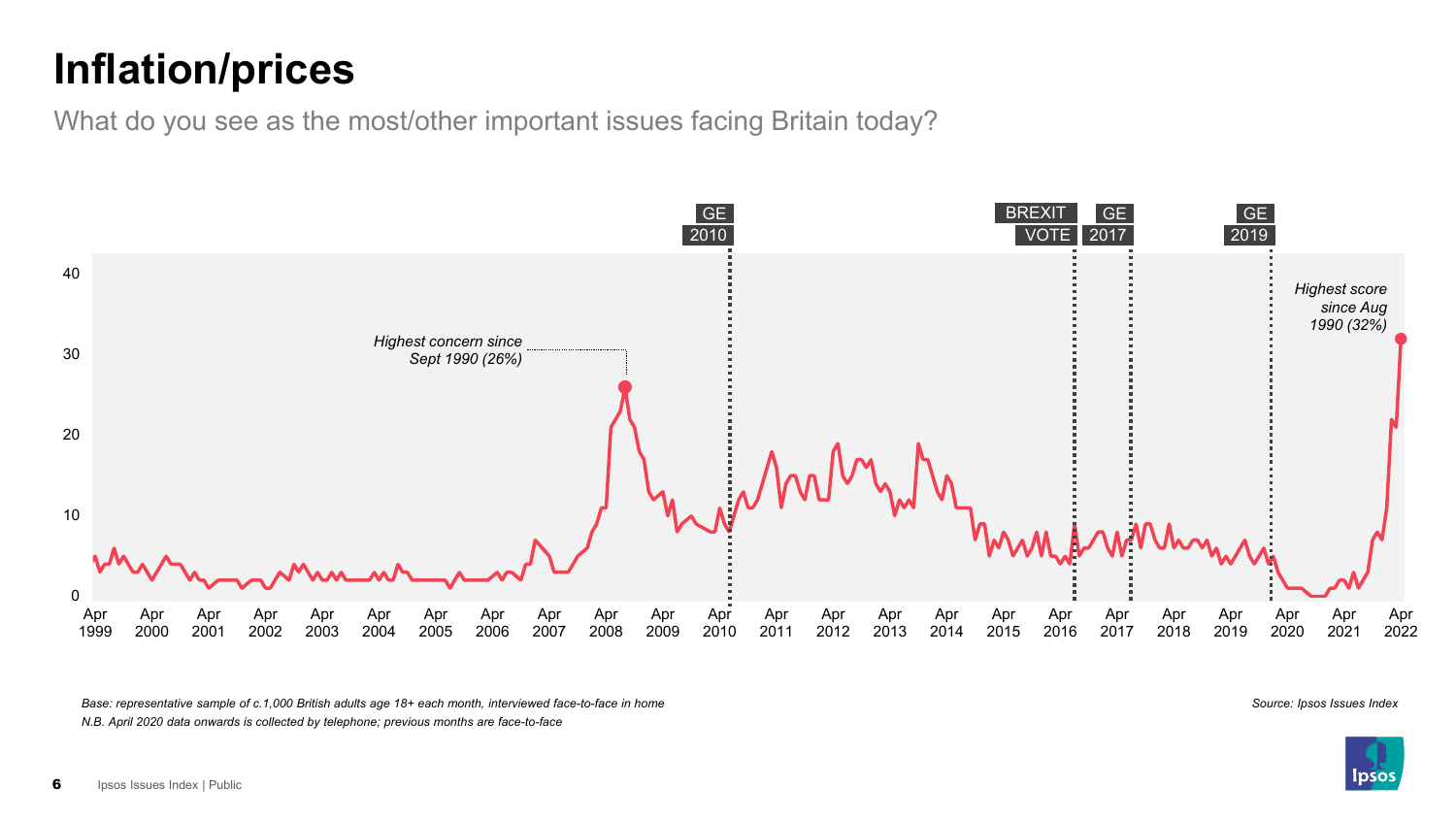# Inflation/prices

What do you see as the most/other important issues facing Britain today?

GE 2010 | BREXIT VOTE | GE 2017 | GE 2019

*Highest concern since Sept 1990 (26%)*

*Highest score since Aug 1990 (32%)*

*Base: representative sample of c.1,000 British adults age 18+ each month, interviewed face-to-face in home*

*N.B. April 2020 data onwards is collected by telephone; previous months are face-to-face*

*Source: Ipsos Issues Index*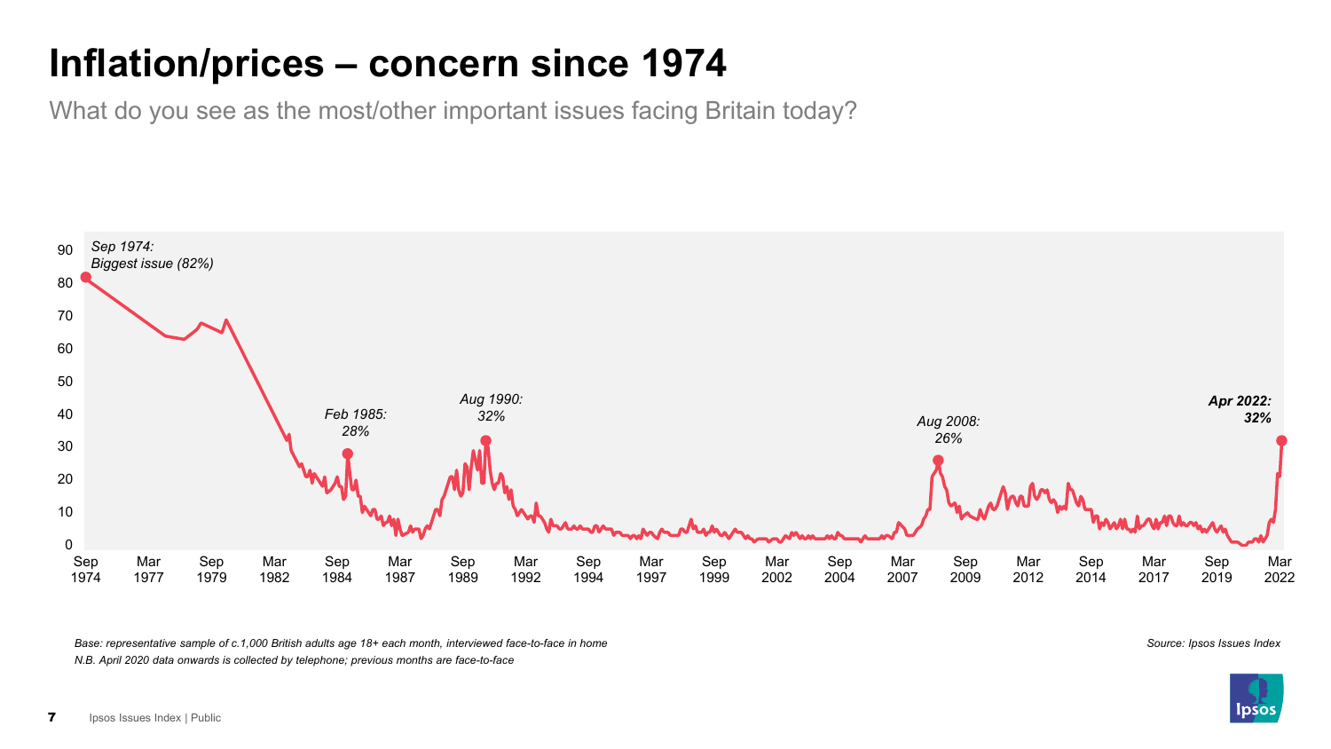# Inflation/prices – concern since 1974

What do you see as the most/other important issues facing Britain today?

90
80
70
60
50
40
30
20
10
0

*Sep 1974: Biggest issue (82%)*

*Feb 1985: 28%*

*Aug 1990: 32%*

*Aug 2008: 26%*

***Apr 2022: 32%***

Sep 1974 | Mar 1977 | Sep 1979 | Mar 1982 | Sep 1984 | Mar 1987 | Sep 1989 | Mar 1992 | Sep 1994 | Mar 1997 | Sep 1999 | Mar 2002 | Sep 2004 | Mar 2007 | Sep 2009 | Mar 2012 | Sep 2014 | Mar 2017 | Sep 2019 | Mar 2022

*Base: representative sample of c.1,000 British adults age 18+ each month, interviewed face-to-face in home*

*N.B. April 2020 data onwards is collected by telephone; previous months are face-to-face*

*Source: Ipsos Issues Index*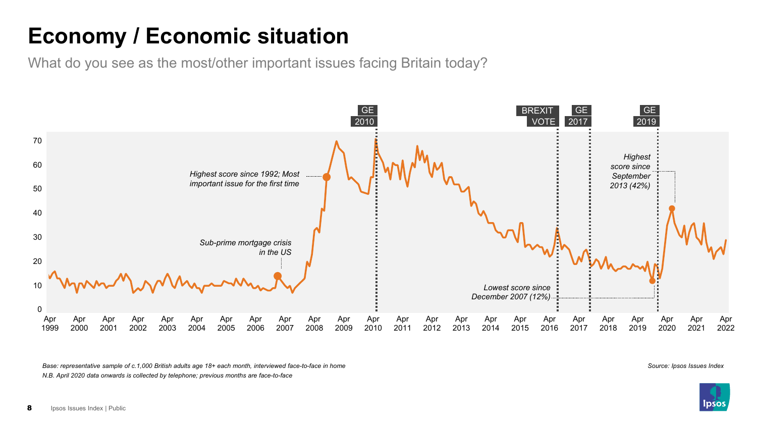# Economy / Economic situation

What do you see as the most/other important issues facing Britain today?

GE 2010

BREXIT VOTE

GE 2017

GE 2019

*Highest score since 1992; Most important issue for the first time*

*Sub-prime mortgage crisis in the US*

*Highest score since September 2013 (42%)*

*Lowest score since December 2007 (12%)*

70
60
50
40
30
20
10
0

Apr 1999, Apr 2000, Apr 2001, Apr 2002, Apr 2003, Apr 2004, Apr 2005, Apr 2006, Apr 2007, Apr 2008, Apr 2009, Apr 2010, Apr 2011, Apr 2012, Apr 2013, Apr 2014, Apr 2015, Apr 2016, Apr 2017, Apr 2018, Apr 2019, Apr 2020, Apr 2021, Apr 2022

*Base: representative sample of c.1,000 British adults age 18+ each month, interviewed face-to-face in home*

*N.B. April 2020 data onwards is collected by telephone; previous months are face-to-face*

*Source: Ipsos Issues Index*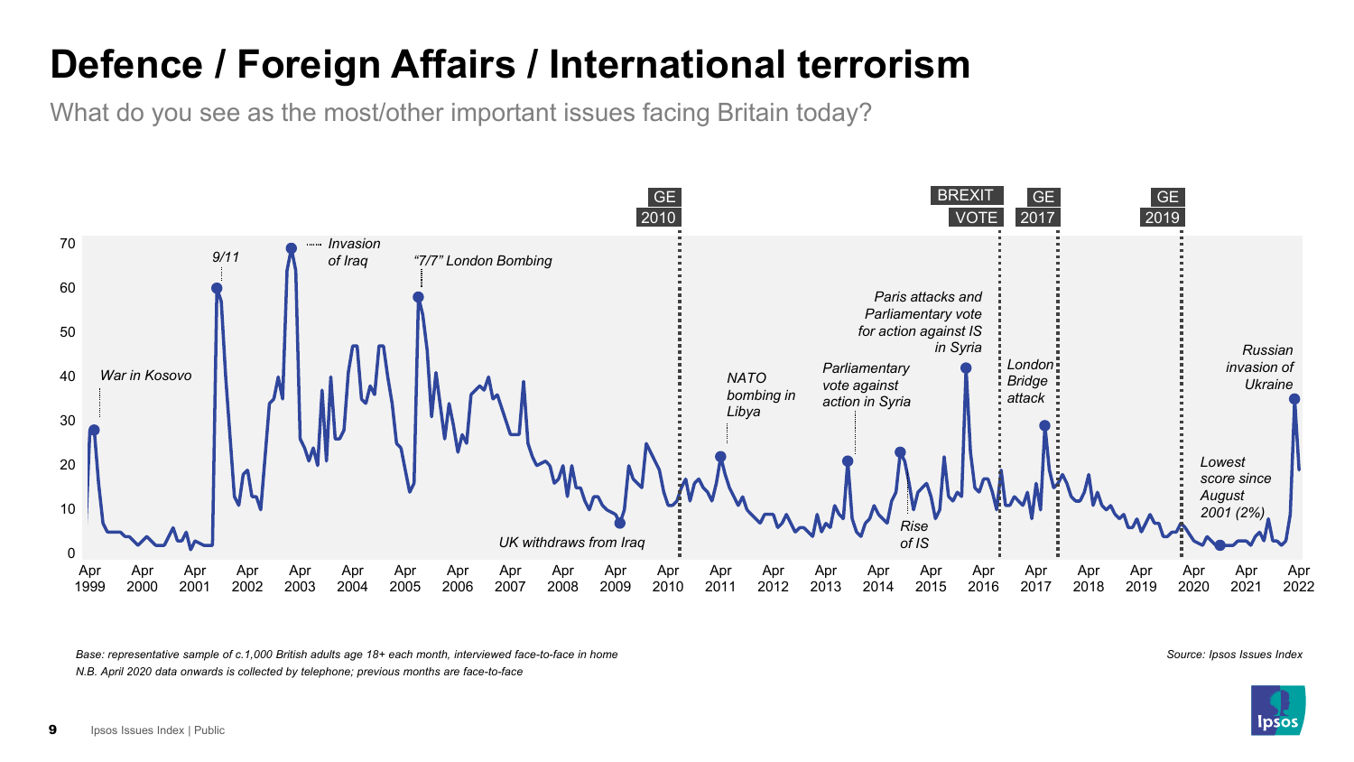# Defence / Foreign Affairs / International terrorism

What do you see as the most/other important issues facing Britain today?

War in Kosovo

9/11

Invasion of Iraq

"7/7" London Bombing

UK withdraws from Iraq

GE 2010

NATO bombing in Libya

Parliamentary vote against action in Syria

Rise of IS

BREXIT VOTE

Paris attacks and Parliamentary vote for action against IS in Syria

GE 2017

London Bridge attack

GE 2019

Lowest score since August 2001 (2%)

Russian invasion of Ukraine

0, 10, 20, 30, 40, 50, 60, 70

Apr 1999, Apr 2000, Apr 2001, Apr 2002, Apr 2003, Apr 2004, Apr 2005, Apr 2006, Apr 2007, Apr 2008, Apr 2009, Apr 2010, Apr 2011, Apr 2012, Apr 2013, Apr 2014, Apr 2015, Apr 2016, Apr 2017, Apr 2018, Apr 2019, Apr 2020, Apr 2021, Apr 2022

*Base: representative sample of c.1,000 British adults age 18+ each month, interviewed face-to-face in home*

*N.B. April 2020 data onwards is collected by telephone; previous months are face-to-face*

*Source: Ipsos Issues Index*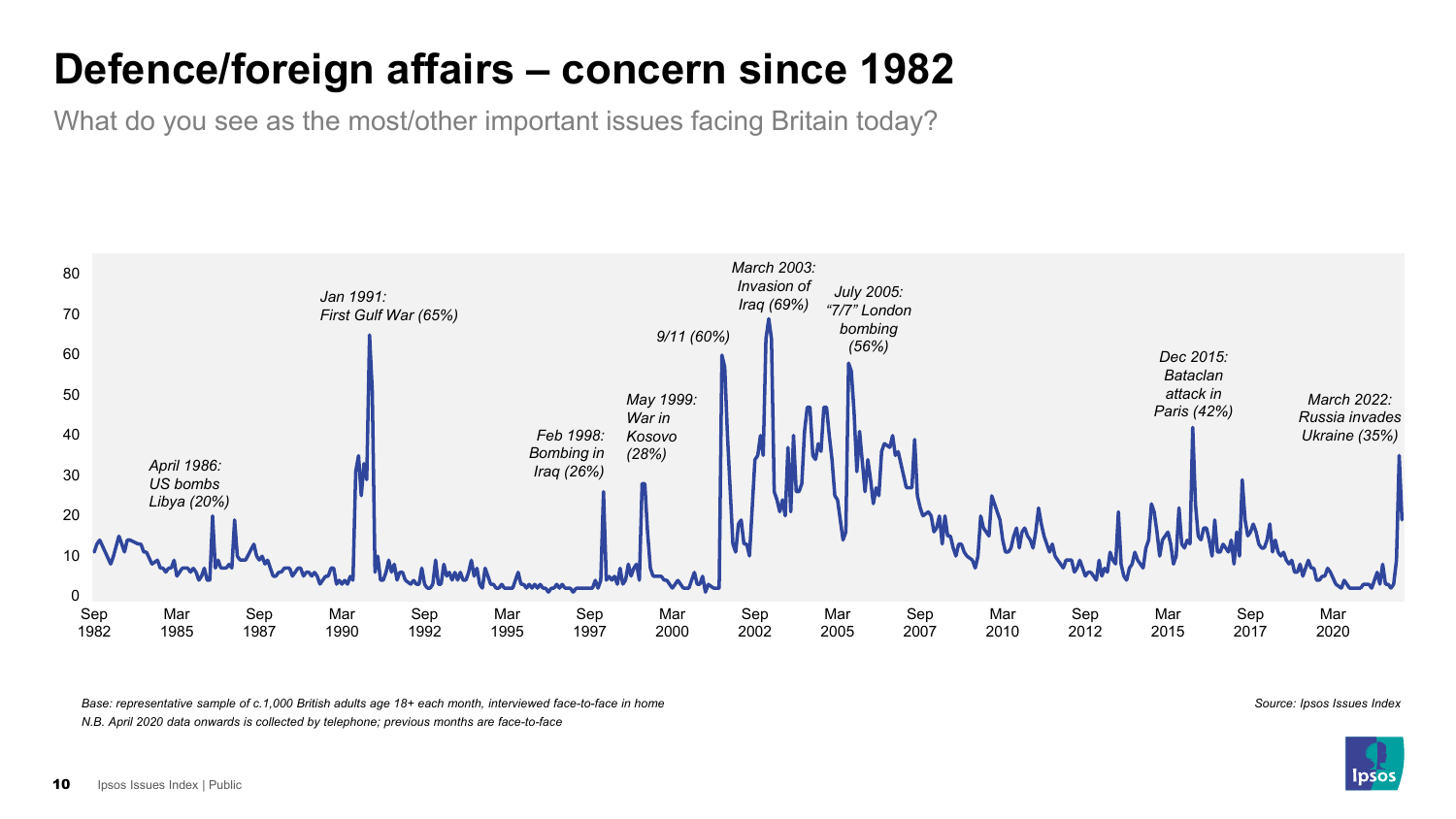# Defence/foreign affairs – concern since 1982

What do you see as the most/other important issues facing Britain today?

*April 1986: US bombs Libya (20%)*

*Jan 1991: First Gulf War (65%)*

*Feb 1998: Bombing in Iraq (26%)*

*May 1999: War in Kosovo (28%)*

*9/11 (60%)*

*March 2003: Invasion of Iraq (69%)*

*July 2005: "7/7" London bombing (56%)*

*Dec 2015: Bataclan attack in Paris (42%)*

*March 2022: Russia invades Ukraine (35%)*

*Base: representative sample of c.1,000 British adults age 18+ each month, interviewed face-to-face in home*

*N.B. April 2020 data onwards is collected by telephone; previous months are face-to-face*

*Source: Ipsos Issues Index*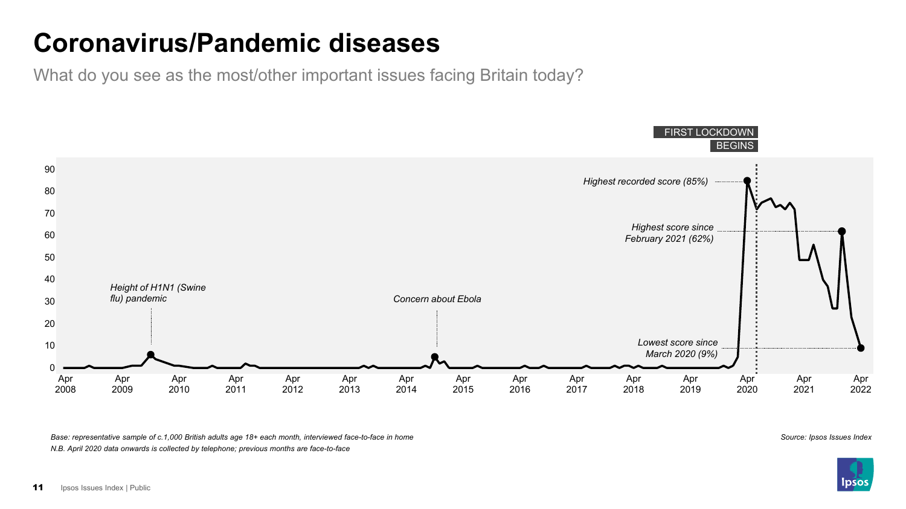# Coronavirus/Pandemic diseases

What do you see as the most/other important issues facing Britain today?

FIRST LOCKDOWN BEGINS

*Highest recorded score (85%)*

*Highest score since February 2021 (62%)*

*Lowest score since March 2020 (9%)*

*Height of H1N1 (Swine flu) pandemic*

*Concern about Ebola*

*Base: representative sample of c.1,000 British adults age 18+ each month, interviewed face-to-face in home*

*N.B. April 2020 data onwards is collected by telephone; previous months are face-to-face*

*Source: Ipsos Issues Index*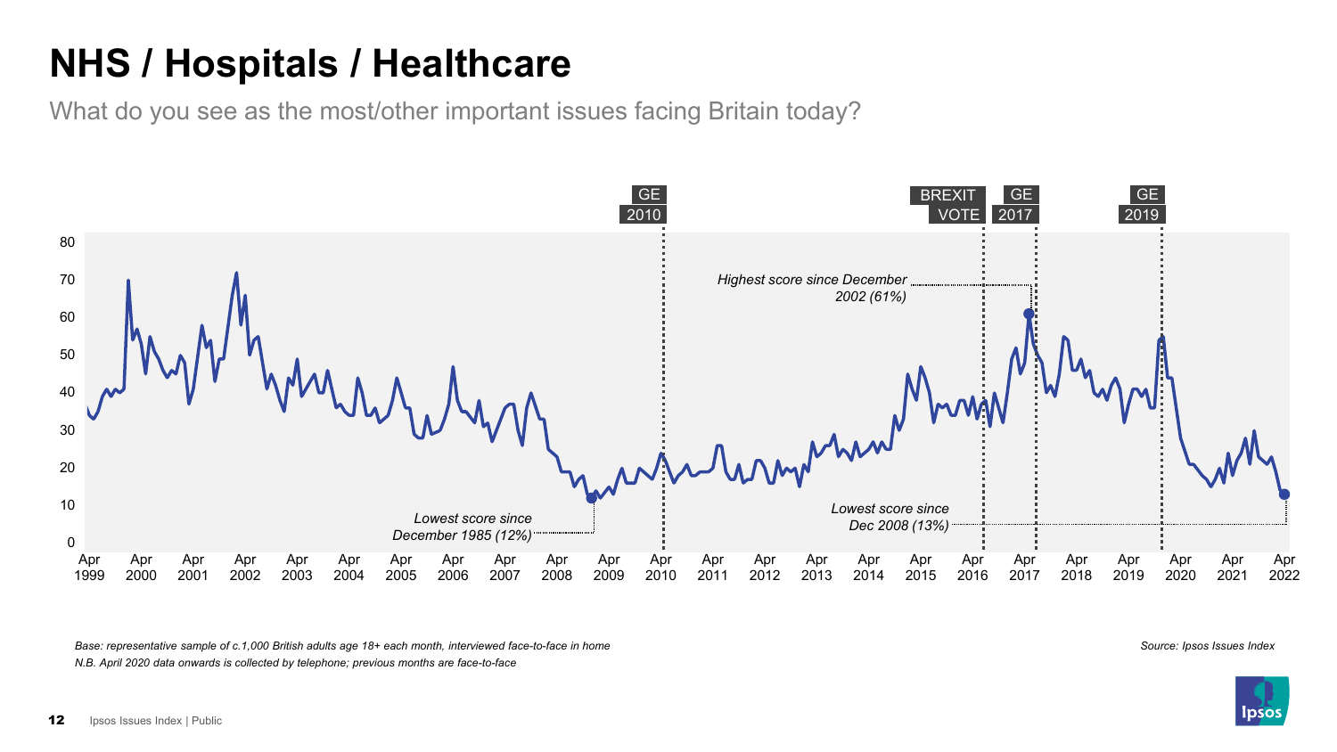# NHS / Hospitals / Healthcare

What do you see as the most/other important issues facing Britain today?

GE 2010 | BREXIT VOTE | GE 2017 | GE 2019

*Highest score since December 2002 (61%)*

*Lowest score since December 1985 (12%)*

*Lowest score since Dec 2008 (13%)*

*Base: representative sample of c.1,000 British adults age 18+ each month, interviewed face-to-face in home*

*N.B. April 2020 data onwards is collected by telephone; previous months are face-to-face*

*Source: Ipsos Issues Index*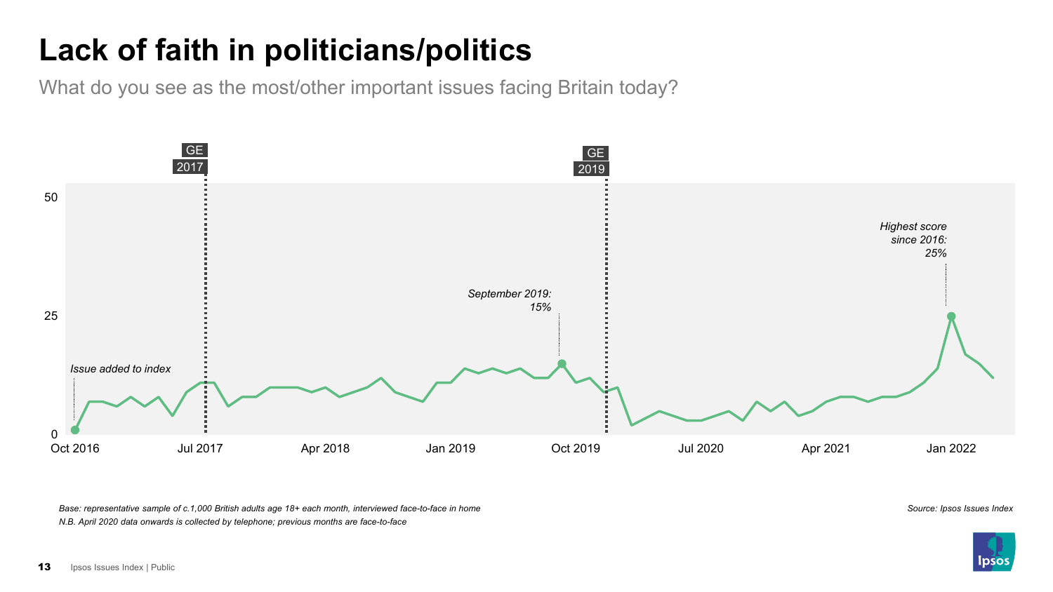# Lack of faith in politicians/politics

What do you see as the most/other important issues facing Britain today?

GE 2017

GE 2019

50

25

0

Oct 2016 Jul 2017 Apr 2018 Jan 2019 Oct 2019 Jul 2020 Apr 2021 Jan 2022

*Issue added to index*

*September 2019: 15%*

*Highest score since 2016: 25%*

*Base: representative sample of c.1,000 British adults age 18+ each month, interviewed face-to-face in home*

*N.B. April 2020 data onwards is collected by telephone; previous months are face-to-face*

*Source: Ipsos Issues Index*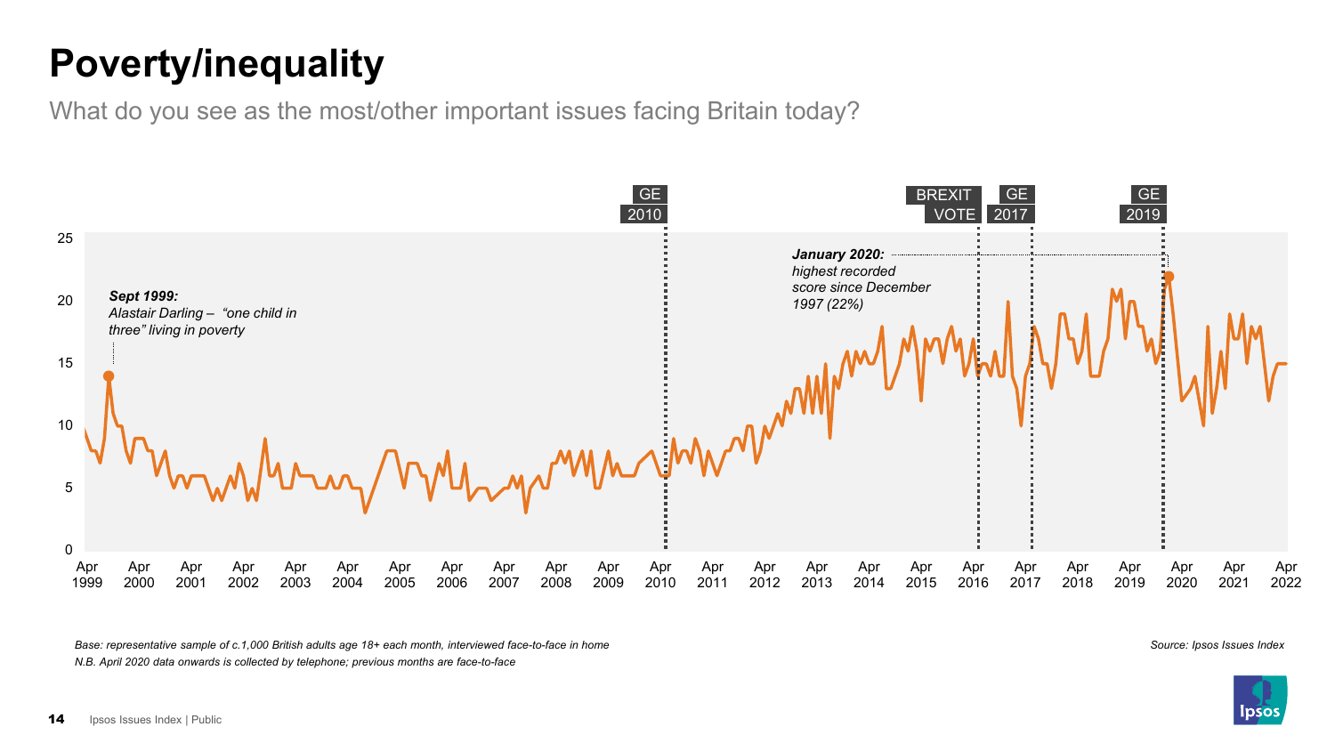# Poverty/inequality

What do do you see as the most/other important issues facing Britain today?

*Sept 1999: Alastair Darling – "one child in three" living in poverty*

*January 2020: highest recorded score since December 1997 (22%)*

GE 2010

BREXIT VOTE

GE 2017

GE 2019

*Base: representative sample of c.1,000 British adults age 18+ each month, interviewed face-to-face in home*

*N.B. April 2020 data onwards is collected by telephone; previous months are face-to-face*

*Source: Ipsos Issues Index*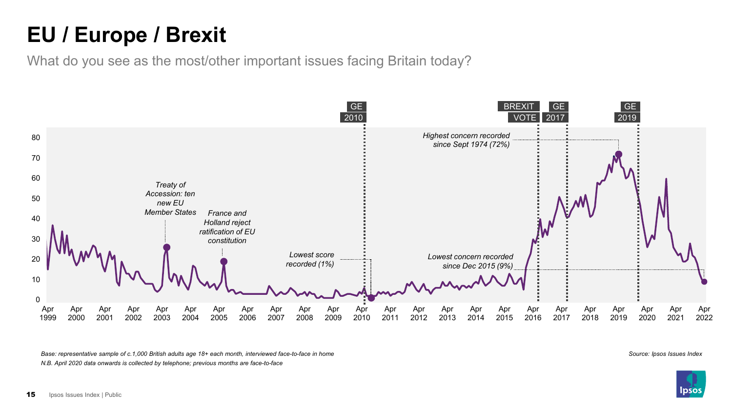# EU / Europe / Brexit

What do you see as the most/other important issues facing Britain today?

GE 2010 | BREXIT VOTE | GE 2017 | GE 2019

*Treaty of Accession: ten new EU Member States*

*France and Holland reject ratification of EU constitution*

*Lowest score recorded (1%)*

*Lowest concern recorded since Dec 2015 (9%)*

*Highest concern recorded since Sept 1974 (72%)*

*Base: representative sample of c.1,000 British adults age 18+ each month, interviewed face-to-face in home*

*N.B. April 2020 data onwards is collected by telephone; previous months are face-to-face*

*Source: Ipsos Issues Index*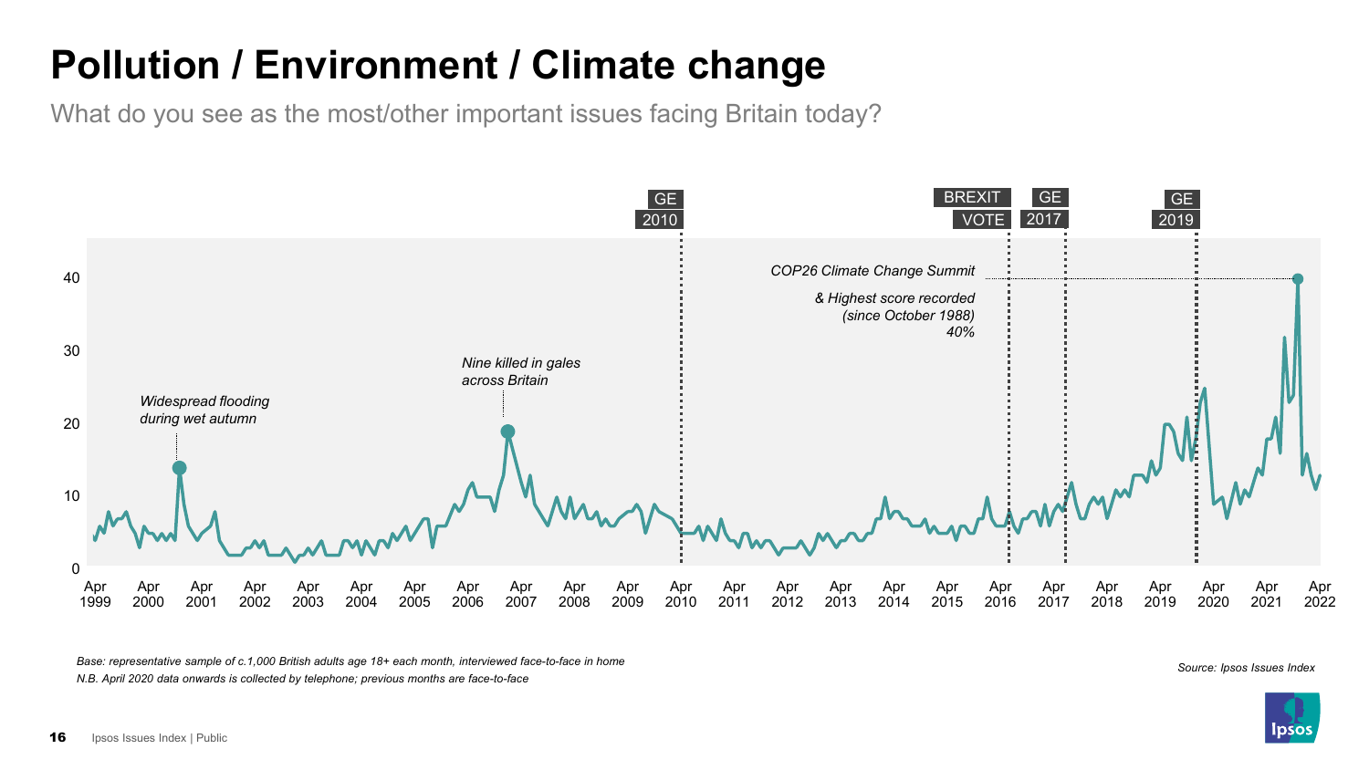# Pollution / Environment / Climate change

What do you see as the most/other important issues facing Britain today?

GE 2010

BREXIT VOTE

GE 2017

GE 2019

*COP26 Climate Change Summit*

*& Highest score recorded (since October 1988) 40%*

*Nine killed in gales across Britain*

*Widespread flooding during wet autumn*

40

30

20

10

0

Apr 1999, Apr 2000, Apr 2001, Apr 2002, Apr 2003, Apr 2004, Apr 2005, Apr 2006, Apr 2007, Apr 2008, Apr 2009, Apr 2010, Apr 2011, Apr 2012, Apr 2013, Apr 2014, Apr 2015, Apr 2016, Apr 2017, Apr 2018, Apr 2019, Apr 2020, Apr 2021, Apr 2022

*Base: representative sample of c.1,000 British adults age 18+ each month, interviewed face-to-face in home*

*N.B. April 2020 data onwards is collected by telephone; previous months are face-to-face*

*Source: Ipsos Issues Index*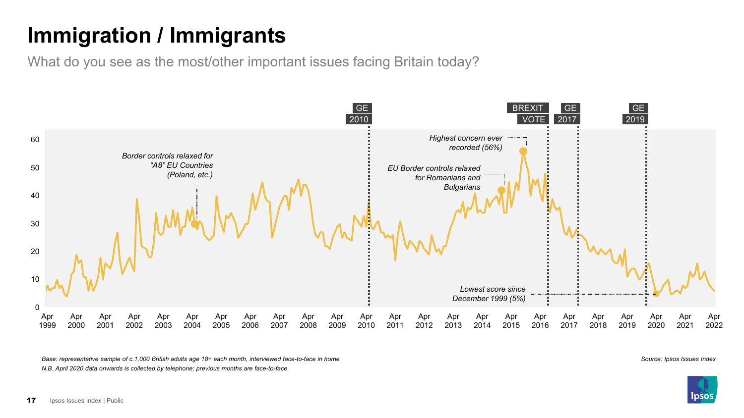# Immigration / Immigrants

What do you see as the most/other important issues facing Britain today?

GE 2010 | BREXIT VOTE | GE 2017 | GE 2019

*Border controls relaxed for "A8" EU Countries (Poland, etc.)*

*Highest concern ever recorded (56%)*

*EU Border controls relaxed for Romanians and Bulgarians*

*Lowest score since December 1999 (5%)*

*Base: representative sample of c.1,000 British adults age 18+ each month, interviewed face-to-face in home*

*N.B. April 2020 data onwards is collected by telephone; previous months are face-to-face*

*Source: Ipsos Issues Index*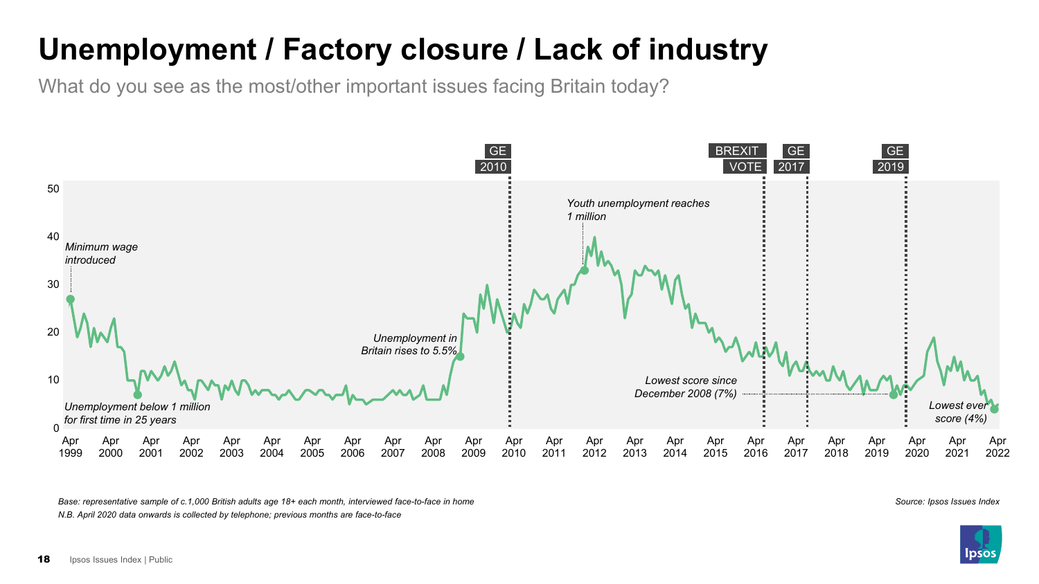# Unemployment / Factory closure / Lack of industry

What do you see as the most/other important issues facing Britain today?

GE 2010 | BREXIT VOTE | GE 2017 | GE 2019

*Minimum wage introduced*

*Unemployment below 1 million for first time in 25 years*

*Unemployment in Britain rises to 5.5%*

*Youth unemployment reaches 1 million*

*Lowest score since December 2008 (7%)*

*Lowest ever score (4%)*

*Base: representative sample of c.1,000 British adults age 18+ each month, interviewed face-to-face in home*
*N.B. April 2020 data onwards is collected by telephone; previous months are face-to-face*

*Source: Ipsos Issues Index*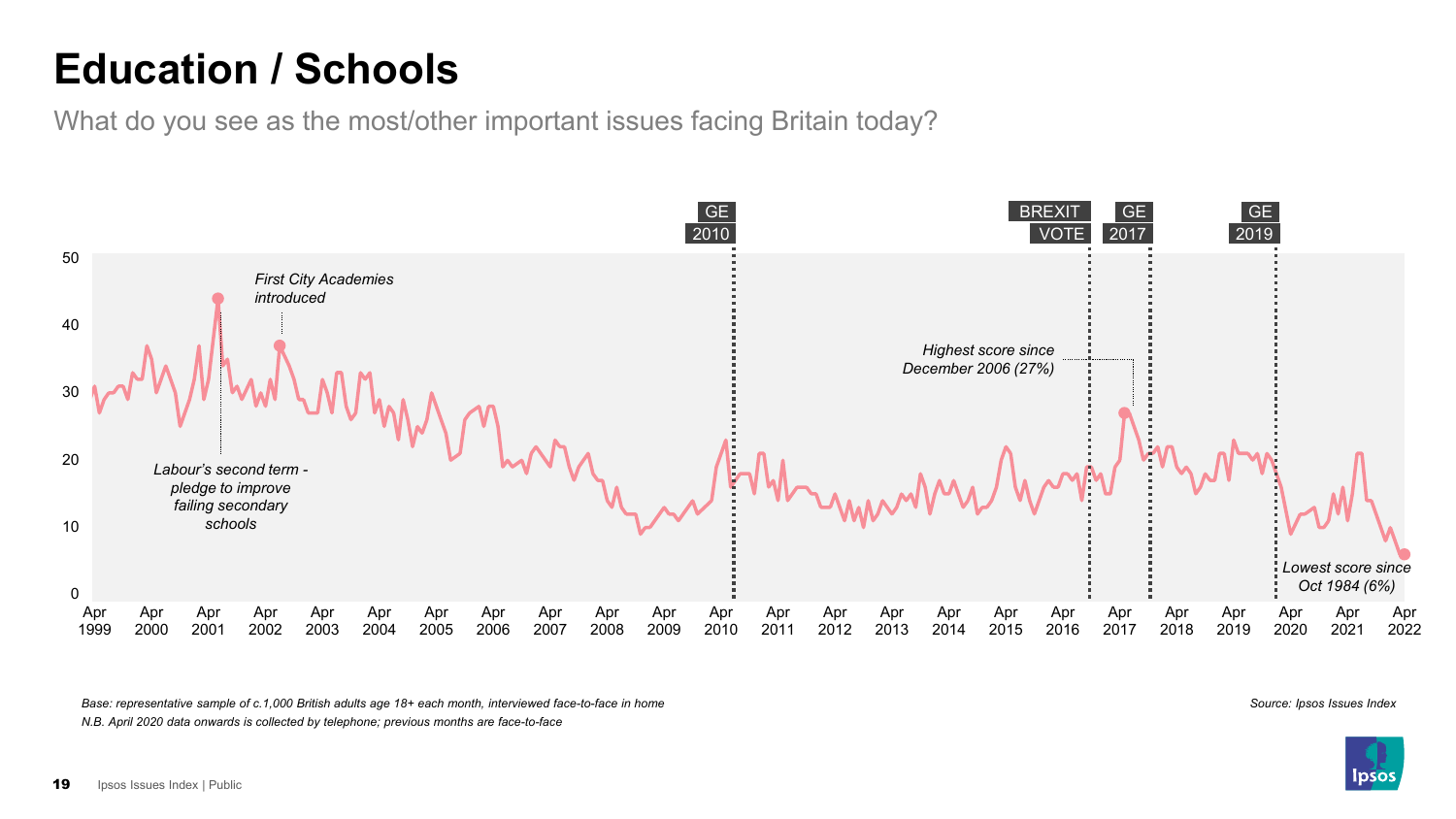# Education / Schools

What do you see as the most/other important issues facing Britain today?

GE 2010 | BREXIT VOTE | GE 2017 | GE 2019

50
40
30
20
10
0

Apr 1999 | Apr 2000 | Apr 2001 | Apr 2002 | Apr 2003 | Apr 2004 | Apr 2005 | Apr 2006 | Apr 2007 | Apr 2008 | Apr 2009 | Apr 2010 | Apr 2011 | Apr 2012 | Apr 2013 | Apr 2014 | Apr 2015 | Apr 2016 | Apr 2017 | Apr 2018 | Apr 2019 | Apr 2020 | Apr 2021 | Apr 2022

*First City Academies introduced*

*Labour's second term - pledge to improve failing secondary schools*

*Highest score since December 2006 (27%)*

*Lowest score since Oct 1984 (6%)*

*Base: representative sample of c.1,000 British adults age 18+ each month, interviewed face-to-face in home*

*N.B. April 2020 data onwards is collected by telephone; previous months are face-to-face*

*Source: Ipsos Issues Index*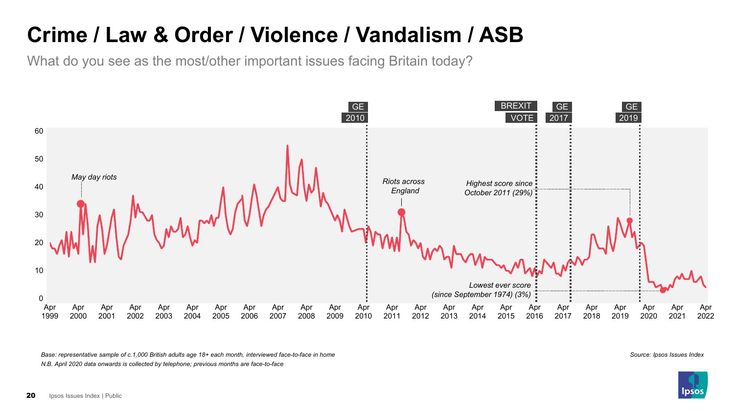# Crime / Law & Order / Violence / Vandalism / ASB

What do you see as the most/other important issues facing Britain today?

GE 2010 | BREXIT VOTE | GE 2017 | GE 2019

May day riots

Riots across England

Highest score since October 2011 (29%)

Lowest ever score (since September 1974) (3%)

*Base: representative sample of c.1,000 British adults age 18+ each month, interviewed face-to-face in home*
*N.B. April 2020 data onwards is collected by telephone; previous months are face-to-face*

*Source: Ipsos Issues Index*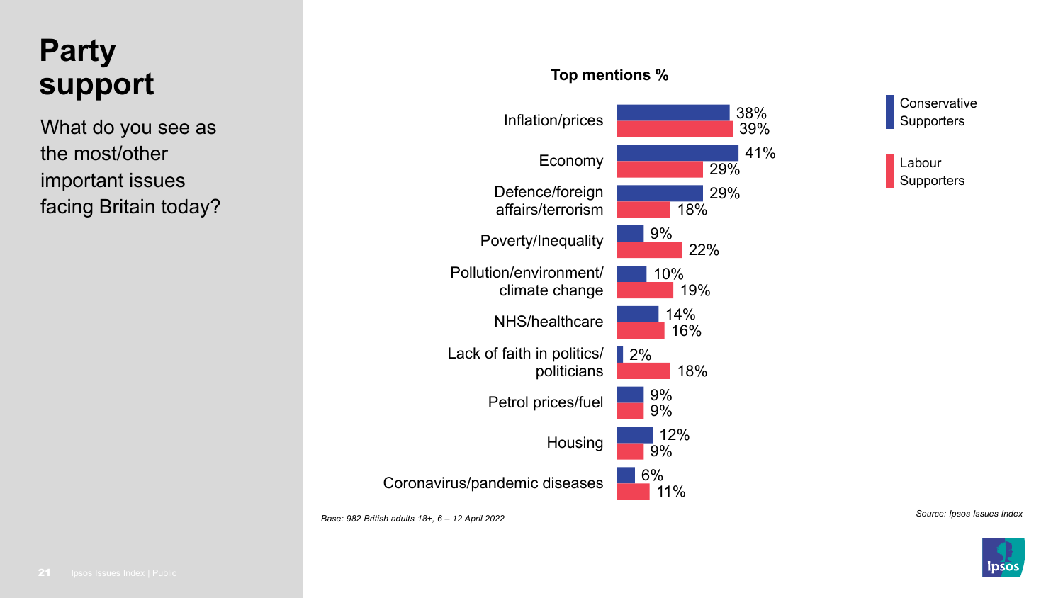# Party support

What do you see as the most/other important issues facing Britain today?

**Top mentions %**

| Issue | Conservative Supporters | Labour Supporters |
|---|---|---|
| Inflation/prices | 38% | 39% |
| Economy | 41% | 29% |
| Defence/foreign affairs/terrorism | 29% | 18% |
| Poverty/Inequality | 9% | 22% |
| Pollution/environment/ climate change | 10% | 19% |
| NHS/healthcare | 14% | 16% |
| Lack of faith in politics/ politicians | 2% | 18% |
| Petrol prices/fuel | 9% | 9% |
| Housing | 12% | 9% |
| Coronavirus/pandemic diseases | 6% | 11% |

*Base: 982 British adults 18+, 6 – 12 April 2022*

*Source: Ipsos Issues Index*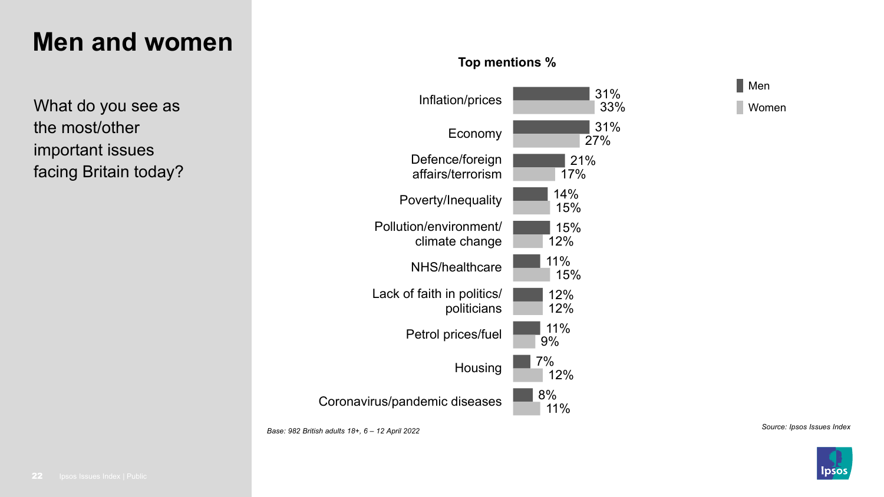# Men and women

What do you see as the most/other important issues facing Britain today?

**Top mentions %**

| Issue | Men | Women |
|---|---|---|
| Inflation/prices | 31% | 33% |
| Economy | 31% | 27% |
| Defence/foreign affairs/terrorism | 21% | 17% |
| Poverty/Inequality | 14% | 15% |
| Pollution/environment/ climate change | 15% | 12% |
| NHS/healthcare | 11% | 15% |
| Lack of faith in politics/ politicians | 12% | 12% |
| Petrol prices/fuel | 11% | 9% |
| Housing | 7% | 12% |
| Coronavirus/pandemic diseases | 8% | 11% |

*Base: 982 British adults 18+, 6 – 12 April 2022*

*Source: Ipsos Issues Index*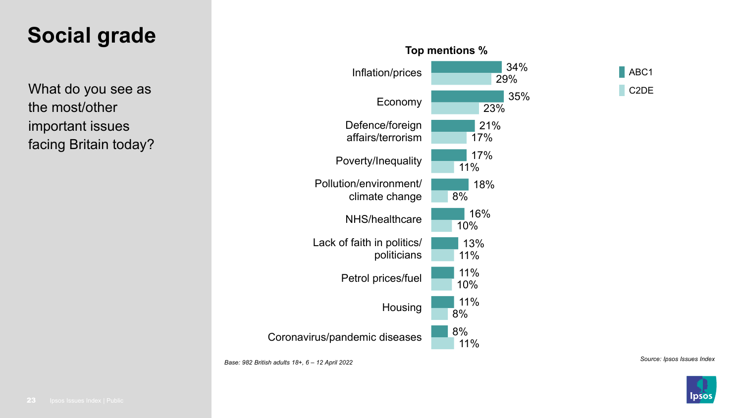# Social grade

What do you see as the most/other important issues facing Britain today?

**Top mentions %**

| Issue | ABC1 | C2DE |
| --- | --- | --- |
| Inflation/prices | 34% | 29% |
| Economy | 35% | 23% |
| Defence/foreign affairs/terrorism | 21% | 17% |
| Poverty/Inequality | 17% | 11% |
| Pollution/environment/ climate change | 18% | 8% |
| NHS/healthcare | 16% | 10% |
| Lack of faith in politics/ politicians | 13% | 11% |
| Petrol prices/fuel | 11% | 10% |
| Housing | 11% | 8% |
| Coronavirus/pandemic diseases | 8% | 11% |

*Base: 982 British adults 18+, 6 – 12 April 2022*

*Source: Ipsos Issues Index*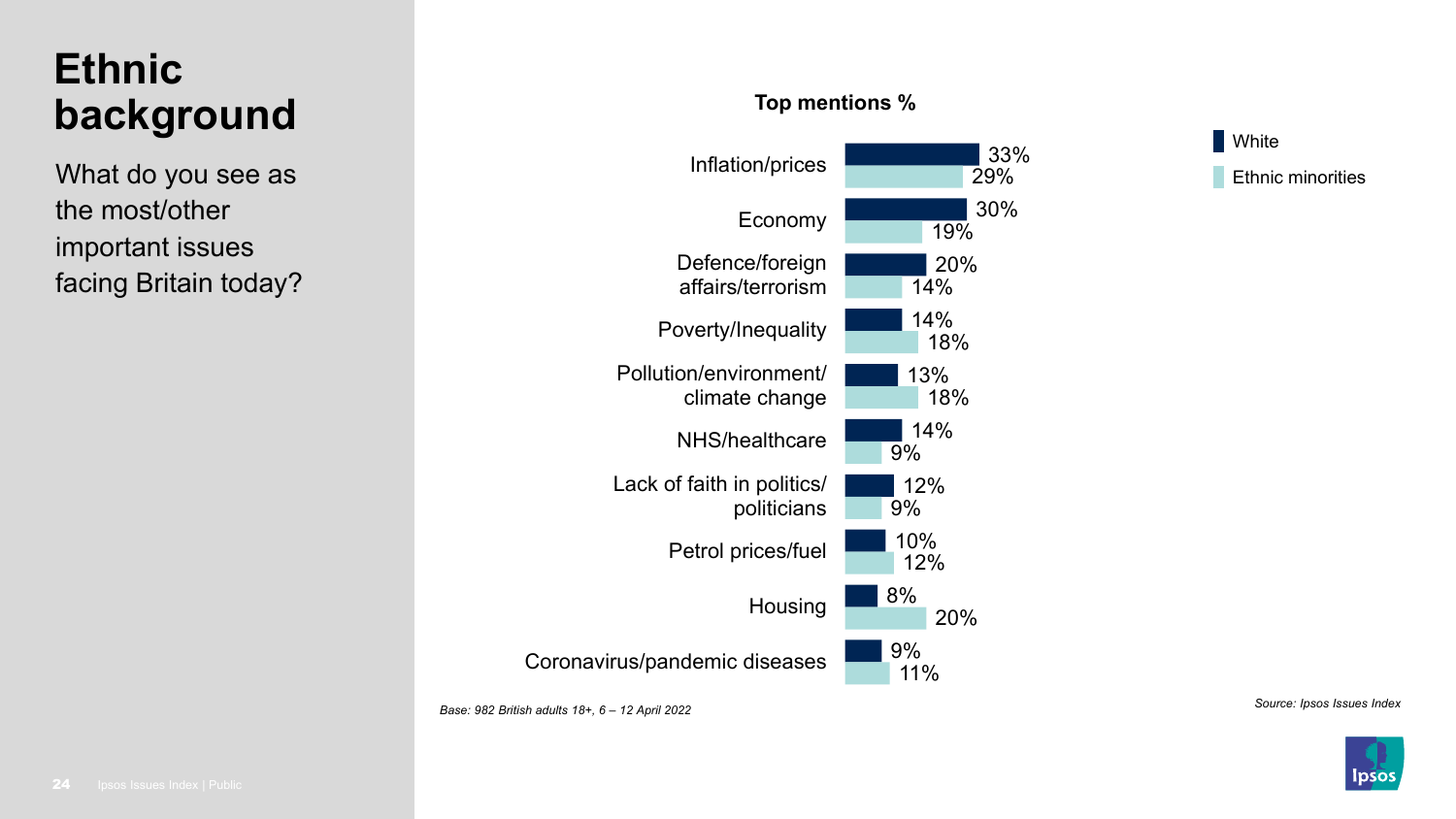# Ethnic background

What do you see as the most/other important issues facing Britain today?

**Top mentions %**

| Issue | White | Ethnic minorities |
| --- | --- | --- |
| Inflation/prices | 33% | 29% |
| Economy | 30% | 19% |
| Defence/foreign affairs/terrorism | 20% | 14% |
| Poverty/Inequality | 14% | 18% |
| Pollution/environment/ climate change | 13% | 18% |
| NHS/healthcare | 14% | 9% |
| Lack of faith in politics/ politicians | 12% | 9% |
| Petrol prices/fuel | 10% | 12% |
| Housing | 8% | 20% |
| Coronavirus/pandemic diseases | 9% | 11% |

*Base: 982 British adults 18+, 6 – 12 April 2022*

*Source: Ipsos Issues Index*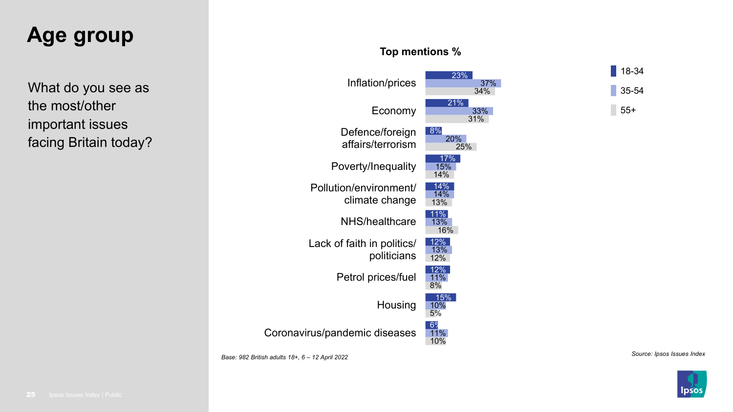# Age group

What do you see as the most/other important issues facing Britain today?

**Top mentions %**

| Issue | 18-34 | 35-54 | 55+ |
| --- | --- | --- | --- |
| Inflation/prices | 23% | 37% | 34% |
| Economy | 21% | 33% | 31% |
| Defence/foreign affairs/terrorism | 8% | 20% | 25% |
| Poverty/Inequality | 17% | 15% | 14% |
| Pollution/environment/ climate change | 14% | 14% | 13% |
| NHS/healthcare | 11% | 13% | 16% |
| Lack of faith in politics/ politicians | 12% | 13% | 12% |
| Petrol prices/fuel | 12% | 11% | 8% |
| Housing | 15% | 10% | 5% |
| Coronavirus/pandemic diseases | 6% | 11% | 10% |

*Base: 982 British adults 18+, 6 – 12 April 2022*

*Source: Ipsos Issues Index*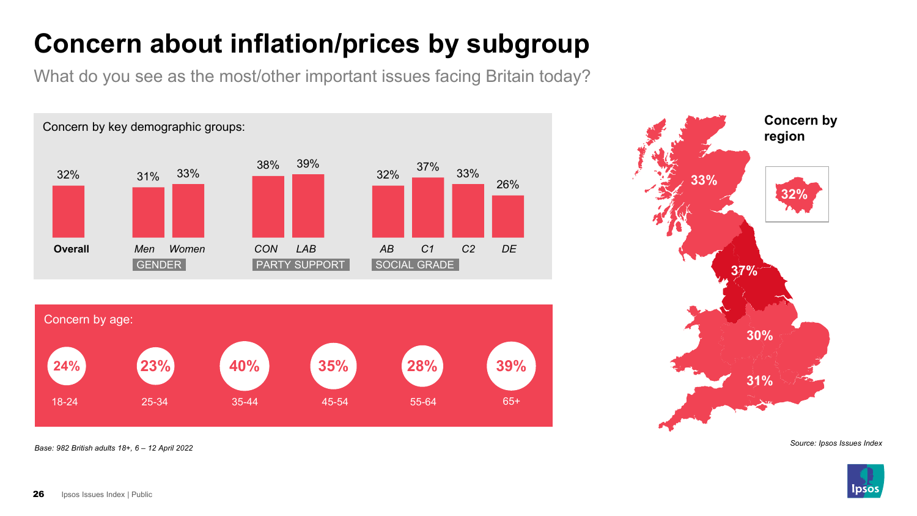# Concern about inflation/prices by subgroup

What do you see as the most/other important issues facing Britain today?

**Concern by key demographic groups:**

| | Overall | Men | Women | CON | LAB | AB | C1 | C2 | DE |
|---|---|---|---|---|---|---|---|---|---|
| | | GENDER | | PARTY SUPPORT | | SOCIAL GRADE | | | |
| Concern | 32% | 31% | 33% | 38% | 39% | 32% | 37% | 33% | 26% |

**Concern by age:**

| 18-24 | 25-34 | 35-44 | 45-54 | 55-64 | 65+ |
|---|---|---|---|---|---|
| 24% | 23% | 40% | 35% | 28% | 39% |

**Concern by region**

| Region | Concern |
|---|---|
| Scotland | 33% |
| London | 32% |
| North | 37% |
| Midlands | 30% |
| South | 31% |

*Base: 982 British adults 18+, 6 – 12 April 2022*

*Source: Ipsos Issues Index*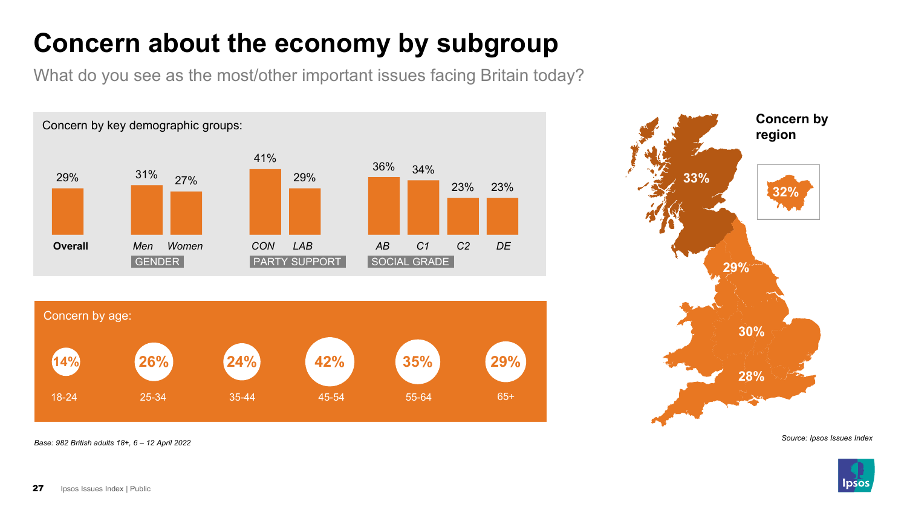# Concern about the economy by subgroup

What do you see as the most/other important issues facing Britain today?

Concern by key demographic groups:

| Overall | Men | Women | CON | LAB | AB | C1 | C2 | DE |
|---|---|---|---|---|---|---|---|---|
| 29% | 31% | 27% | 41% | 29% | 36% | 34% | 23% | 23% |

GENDER: Men, Women | PARTY SUPPORT: CON, LAB | SOCIAL GRADE: AB, C1, C2, DE

Concern by age:

| 18-24 | 25-34 | 35-44 | 45-54 | 55-64 | 65+ |
|---|---|---|---|---|---|
| 14% | 26% | 24% | 42% | 35% | 29% |

Concern by region

33%, 32%, 29%, 30%, 28%

*Base: 982 British adults 18+, 6 – 12 April 2022*

*Source: Ipsos Issues Index*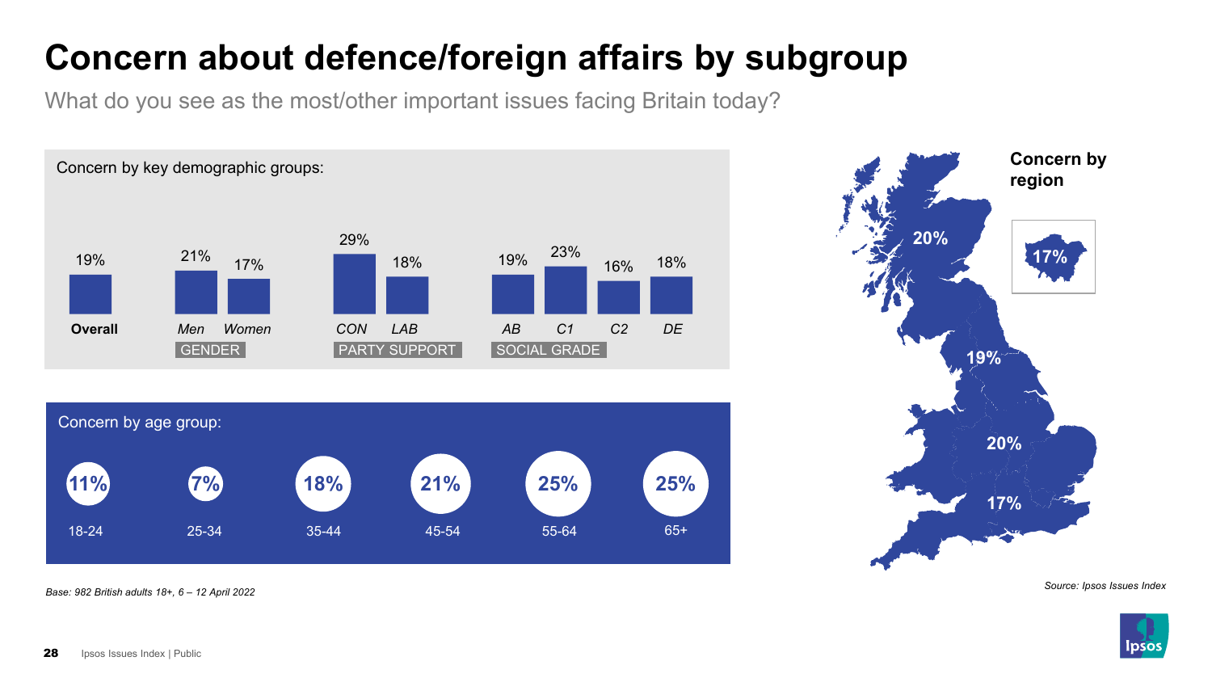# Concern about defence/foreign affairs by subgroup

What do you see as the most/other important issues facing Britain today?

Concern by key demographic groups:

| Overall | GENDER | | PARTY SUPPORT | | SOCIAL GRADE | | | |
|---|---|---|---|---|---|---|---|---|
| **Overall** | *Men* | *Women* | *CON* | *LAB* | *AB* | *C1* | *C2* | *DE* |
| 19% | 21% | 17% | 29% | 18% | 19% | 23% | 16% | 18% |

Concern by age group:

| 18-24 | 25-34 | 35-44 | 45-54 | 55-64 | 65+ |
|---|---|---|---|---|---|
| 11% | 7% | 18% | 21% | 25% | 25% |

**Concern by region**

20%, 17%, 19%, 20%, 17%

*Base: 982 British adults 18+, 6 – 12 April 2022*

*Source: Ipsos Issues Index*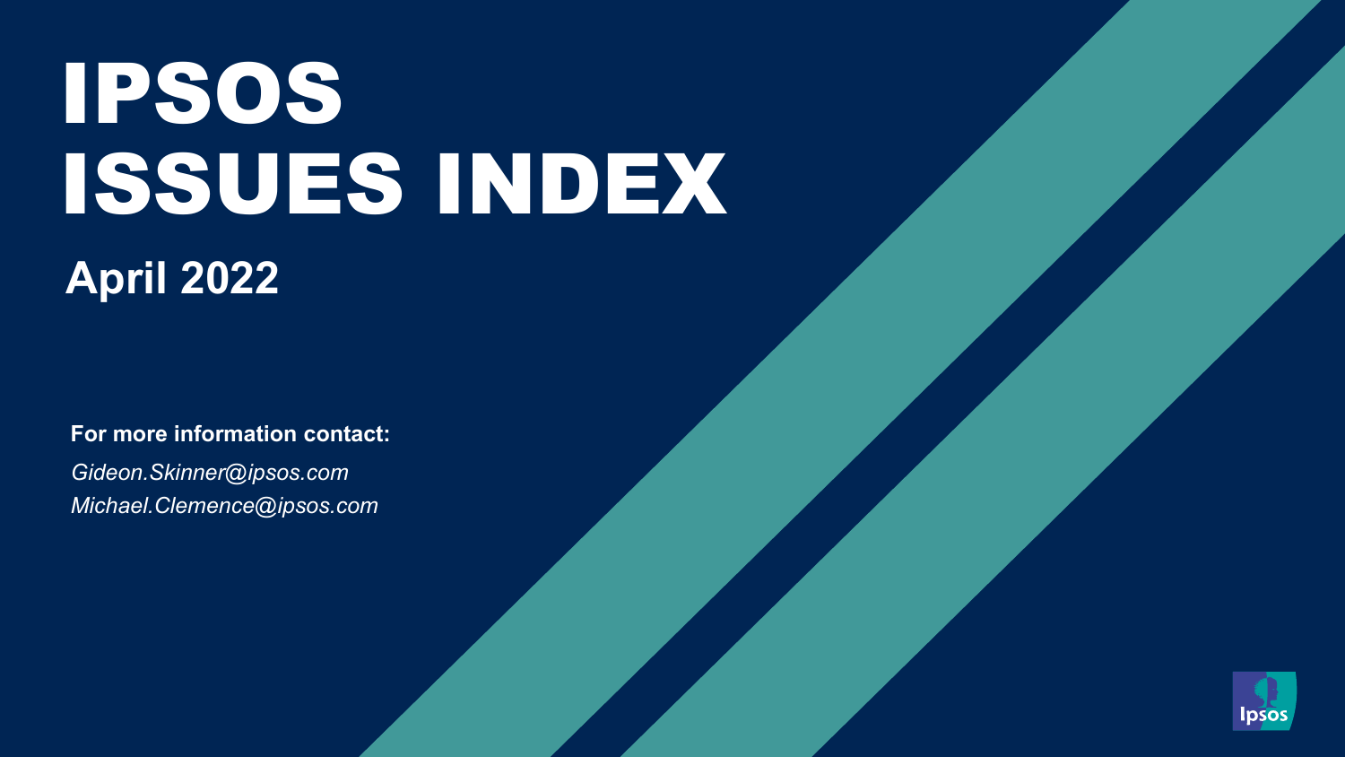# IPSOS ISSUES INDEX

## April 2022

**For more information contact:**

*Gideon.Skinner@ipsos.com*
*Michael.Clemence@ipsos.com*